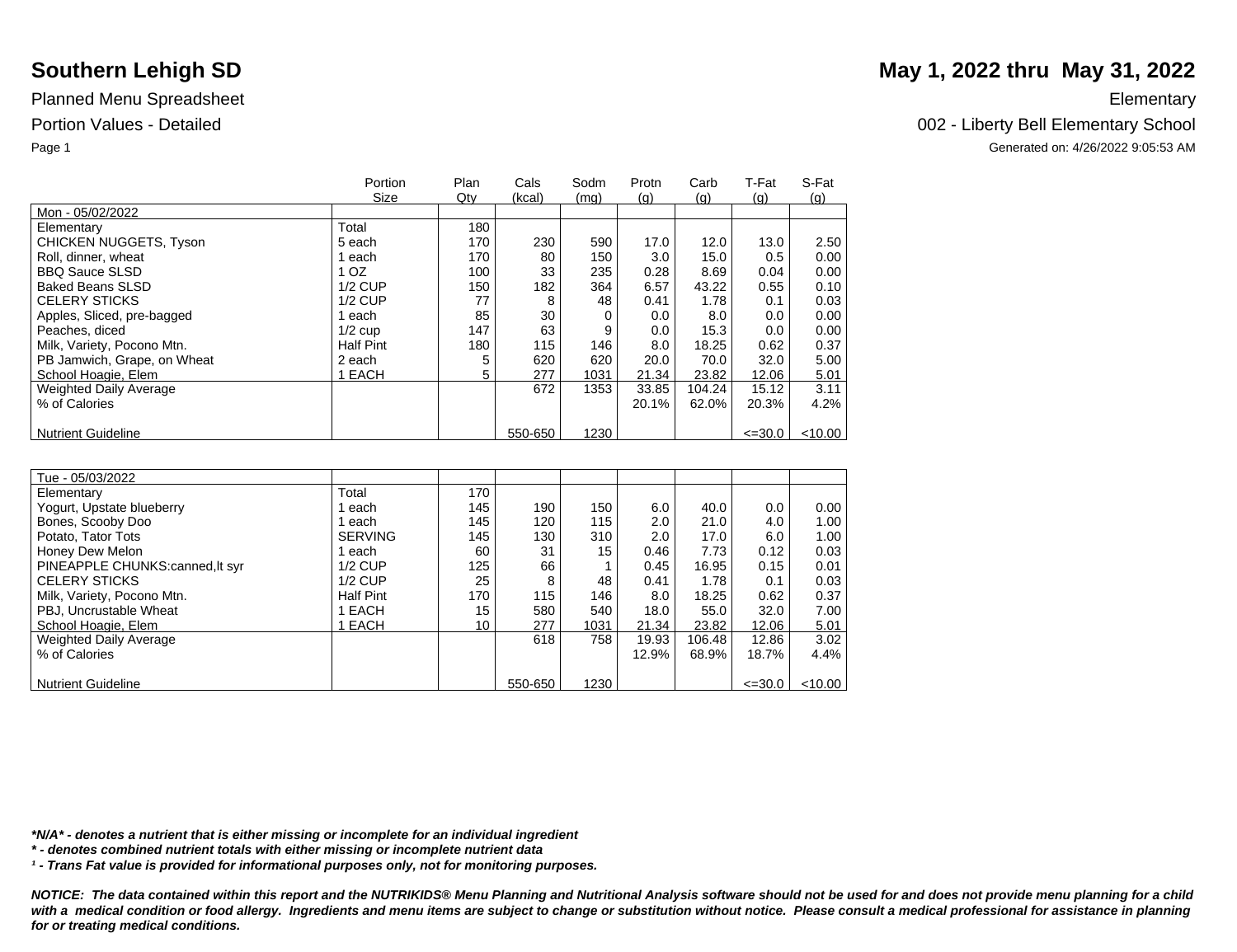# Southern Lehigh SD

# May 1, 2022 thru May 31, 2022

Planned Menu Spreadsheet

Elementary

Portion Values - Detailed

002 - Liberty Bell Elementary School

Generated on: 4/26/2022 9:05:53 AM

| | Portion Size | Plan Qty | Cals (kcal) | Sodm (mg) | Protn (g) | Carb (g) | T-Fat (g) | S-Fat (g) |
|---|---|---|---|---|---|---|---|---|
| Mon - 05/02/2022 | | | | | | | | |
| Elementary | Total | 180 | | | | | | |
| CHICKEN NUGGETS, Tyson | 5 each | 170 | 230 | 590 | 17.0 | 12.0 | 13.0 | 2.50 |
| Roll, dinner, wheat | 1 each | 170 | 80 | 150 | 3.0 | 15.0 | 0.5 | 0.00 |
| BBQ Sauce SLSD | 1 OZ | 100 | 33 | 235 | 0.28 | 8.69 | 0.04 | 0.00 |
| Baked Beans SLSD | 1/2 CUP | 150 | 182 | 364 | 6.57 | 43.22 | 0.55 | 0.10 |
| CELERY STICKS | 1/2 CUP | 77 | 8 | 48 | 0.41 | 1.78 | 0.1 | 0.03 |
| Apples, Sliced, pre-bagged | 1 each | 85 | 30 | 0 | 0.0 | 8.0 | 0.0 | 0.00 |
| Peaches, diced | 1/2 cup | 147 | 63 | 9 | 0.0 | 15.3 | 0.0 | 0.00 |
| Milk, Variety, Pocono Mtn. | Half Pint | 180 | 115 | 146 | 8.0 | 18.25 | 0.62 | 0.37 |
| PB Jamwich, Grape, on Wheat | 2 each | 5 | 620 | 620 | 20.0 | 70.0 | 32.0 | 5.00 |
| School Hoagie, Elem | 1 EACH | 5 | 277 | 1031 | 21.34 | 23.82 | 12.06 | 5.01 |
| Weighted Daily Average | | | 672 | 1353 | 33.85 | 104.24 | 15.12 | 3.11 |
| % of Calories | | | | | 20.1% | 62.0% | 20.3% | 4.2% |
| Nutrient Guideline | | | 550-650 | 1230 | | | <=30.0 | <10.00 |

| | Portion Size | Plan Qty | Cals (kcal) | Sodm (mg) | Protn (g) | Carb (g) | T-Fat (g) | S-Fat (g) |
|---|---|---|---|---|---|---|---|---|
| Tue - 05/03/2022 | | | | | | | | |
| Elementary | Total | 170 | | | | | | |
| Yogurt, Upstate blueberry | 1 each | 145 | 190 | 150 | 6.0 | 40.0 | 0.0 | 0.00 |
| Bones, Scooby Doo | 1 each | 145 | 120 | 115 | 2.0 | 21.0 | 4.0 | 1.00 |
| Potato, Tator Tots | SERVING | 145 | 130 | 310 | 2.0 | 17.0 | 6.0 | 1.00 |
| Honey Dew Melon | 1 each | 60 | 31 | 15 | 0.46 | 7.73 | 0.12 | 0.03 |
| PINEAPPLE CHUNKS:canned,lt syr | 1/2 CUP | 125 | 66 | 1 | 0.45 | 16.95 | 0.15 | 0.01 |
| CELERY STICKS | 1/2 CUP | 25 | 8 | 48 | 0.41 | 1.78 | 0.1 | 0.03 |
| Milk, Variety, Pocono Mtn. | Half Pint | 170 | 115 | 146 | 8.0 | 18.25 | 0.62 | 0.37 |
| PBJ, Uncrustable Wheat | 1 EACH | 15 | 580 | 540 | 18.0 | 55.0 | 32.0 | 7.00 |
| School Hoagie, Elem | 1 EACH | 10 | 277 | 1031 | 21.34 | 23.82 | 12.06 | 5.01 |
| Weighted Daily Average | | | 618 | 758 | 19.93 | 106.48 | 12.86 | 3.02 |
| % of Calories | | | | | 12.9% | 68.9% | 18.7% | 4.4% |
| Nutrient Guideline | | | 550-650 | 1230 | | | <=30.0 | <10.00 |

***N/A* - denotes a nutrient that is either missing or incomplete for an individual ingredient**

***\* - denotes combined nutrient totals with either missing or incomplete nutrient data***

***¹ - Trans Fat value is provided for informational purposes only, not for monitoring purposes.***

***NOTICE: The data contained within this report and the NUTRIKIDS® Menu Planning and Nutritional Analysis software should not be used for and does not provide menu planning for a child with a medical condition or food allergy. Ingredients and menu items are subject to change or substitution without notice. Please consult a medical professional for assistance in planning for or treating medical conditions.***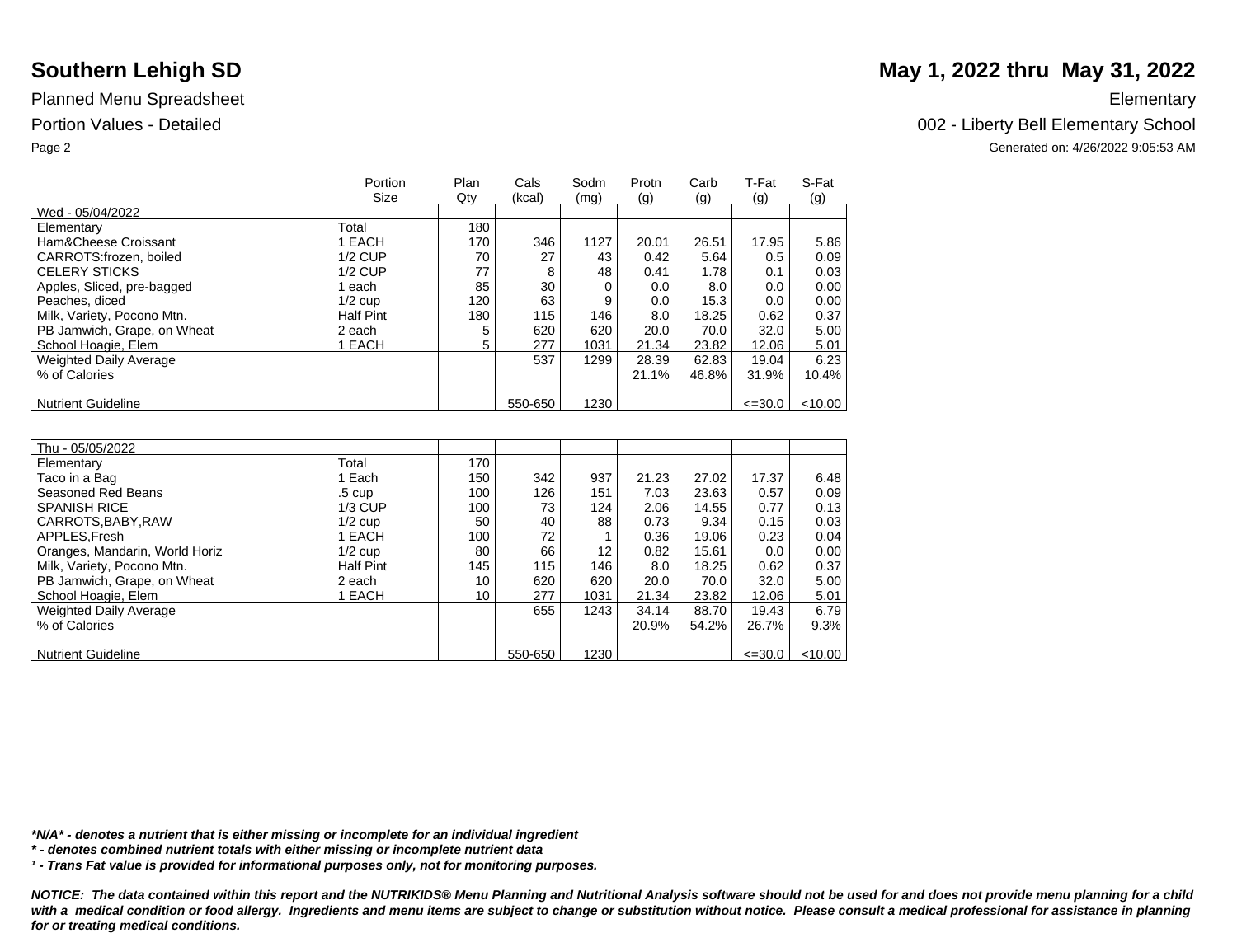# Southern Lehigh SD

## May 1, 2022 thru May 31, 2022

Planned Menu Spreadsheet

Elementary

Portion Values - Detailed

002 - Liberty Bell Elementary School

Generated on: 4/26/2022 9:05:53 AM

| | Portion Size | Plan Qty | Cals (kcal) | Sodm (mg) | Protn (g) | Carb (g) | T-Fat (g) | S-Fat (g) |
|---|---|---|---|---|---|---|---|---|
| Wed - 05/04/2022 | | | | | | | | |
| Elementary | Total | 180 | | | | | | |
| Ham&Cheese Croissant | 1 EACH | 170 | 346 | 1127 | 20.01 | 26.51 | 17.95 | 5.86 |
| CARROTS:frozen, boiled | 1/2 CUP | 70 | 27 | 43 | 0.42 | 5.64 | 0.5 | 0.09 |
| CELERY STICKS | 1/2 CUP | 77 | 8 | 48 | 0.41 | 1.78 | 0.1 | 0.03 |
| Apples, Sliced, pre-bagged | 1 each | 85 | 30 | 0 | 0.0 | 8.0 | 0.0 | 0.00 |
| Peaches, diced | 1/2 cup | 120 | 63 | 9 | 0.0 | 15.3 | 0.0 | 0.00 |
| Milk, Variety, Pocono Mtn. | Half Pint | 180 | 115 | 146 | 8.0 | 18.25 | 0.62 | 0.37 |
| PB Jamwich, Grape, on Wheat | 2 each | 5 | 620 | 620 | 20.0 | 70.0 | 32.0 | 5.00 |
| School Hoagie, Elem | 1 EACH | 5 | 277 | 1031 | 21.34 | 23.82 | 12.06 | 5.01 |
| Weighted Daily Average | | | 537 | 1299 | 28.39 | 62.83 | 19.04 | 6.23 |
| % of Calories | | | | | 21.1% | 46.8% | 31.9% | 10.4% |
| Nutrient Guideline | | | 550-650 | 1230 | | | <=30.0 | <10.00 |

| | Portion Size | Plan Qty | Cals (kcal) | Sodm (mg) | Protn (g) | Carb (g) | T-Fat (g) | S-Fat (g) |
|---|---|---|---|---|---|---|---|---|
| Thu - 05/05/2022 | | | | | | | | |
| Elementary | Total | 170 | | | | | | |
| Taco in a Bag | 1 Each | 150 | 342 | 937 | 21.23 | 27.02 | 17.37 | 6.48 |
| Seasoned Red Beans | .5 cup | 100 | 126 | 151 | 7.03 | 23.63 | 0.57 | 0.09 |
| SPANISH RICE | 1/3 CUP | 100 | 73 | 124 | 2.06 | 14.55 | 0.77 | 0.13 |
| CARROTS,BABY,RAW | 1/2 cup | 50 | 40 | 88 | 0.73 | 9.34 | 0.15 | 0.03 |
| APPLES,Fresh | 1 EACH | 100 | 72 | 1 | 0.36 | 19.06 | 0.23 | 0.04 |
| Oranges, Mandarin, World Horiz | 1/2 cup | 80 | 66 | 12 | 0.82 | 15.61 | 0.0 | 0.00 |
| Milk, Variety, Pocono Mtn. | Half Pint | 145 | 115 | 146 | 8.0 | 18.25 | 0.62 | 0.37 |
| PB Jamwich, Grape, on Wheat | 2 each | 10 | 620 | 620 | 20.0 | 70.0 | 32.0 | 5.00 |
| School Hoagie, Elem | 1 EACH | 10 | 277 | 1031 | 21.34 | 23.82 | 12.06 | 5.01 |
| Weighted Daily Average | | | 655 | 1243 | 34.14 | 88.70 | 19.43 | 6.79 |
| % of Calories | | | | | 20.9% | 54.2% | 26.7% | 9.3% |
| Nutrient Guideline | | | 550-650 | 1230 | | | <=30.0 | <10.00 |

***N/A* - denotes a nutrient that is either missing or incomplete for an individual ingredient***

*** - denotes combined nutrient totals with either missing or incomplete nutrient data***

***¹ - Trans Fat value is provided for informational purposes only, not for monitoring purposes.***

***NOTICE: The data contained within this report and the NUTRIKIDS® Menu Planning and Nutritional Analysis software should not be used for and does not provide menu planning for a child with a medical condition or food allergy. Ingredients and menu items are subject to change or substitution without notice. Please consult a medical professional for assistance in planning for or treating medical conditions.***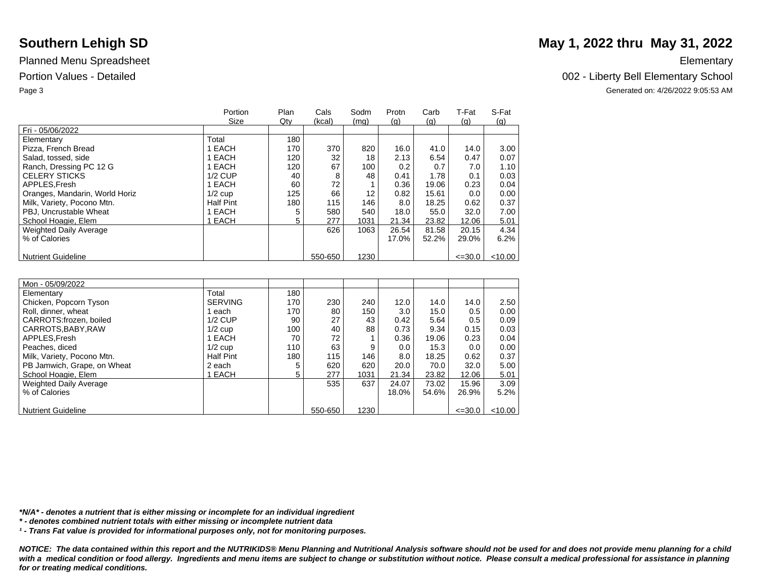# Southern Lehigh SD

**May 1, 2022 thru May 31, 2022**

Planned Menu Spreadsheet

Elementary

Portion Values - Detailed

002 - Liberty Bell Elementary School

Generated on: 4/26/2022 9:05:53 AM

| | Portion Size | Plan Qty | Cals (kcal) | Sodm (mg) | Protn (g) | Carb (g) | T-Fat (g) | S-Fat (g) |
|---|---|---|---|---|---|---|---|---|
| Fri - 05/06/2022 | | | | | | | | |
| Elementary | Total | 180 | | | | | | |
| Pizza, French Bread | 1 EACH | 170 | 370 | 820 | 16.0 | 41.0 | 14.0 | 3.00 |
| Salad, tossed, side | 1 EACH | 120 | 32 | 18 | 2.13 | 6.54 | 0.47 | 0.07 |
| Ranch, Dressing PC 12 G | 1 EACH | 120 | 67 | 100 | 0.2 | 0.7 | 7.0 | 1.10 |
| CELERY STICKS | 1/2 CUP | 40 | 8 | 48 | 0.41 | 1.78 | 0.1 | 0.03 |
| APPLES,Fresh | 1 EACH | 60 | 72 | 1 | 0.36 | 19.06 | 0.23 | 0.04 |
| Oranges, Mandarin, World Horiz | 1/2 cup | 125 | 66 | 12 | 0.82 | 15.61 | 0.0 | 0.00 |
| Milk, Variety, Pocono Mtn. | Half Pint | 180 | 115 | 146 | 8.0 | 18.25 | 0.62 | 0.37 |
| PBJ, Uncrustable Wheat | 1 EACH | 5 | 580 | 540 | 18.0 | 55.0 | 32.0 | 7.00 |
| School Hoagie, Elem | 1 EACH | 5 | 277 | 1031 | 21.34 | 23.82 | 12.06 | 5.01 |
| Weighted Daily Average | | | 626 | 1063 | 26.54 | 81.58 | 20.15 | 4.34 |
| % of Calories | | | | | 17.0% | 52.2% | 29.0% | 6.2% |
| Nutrient Guideline | | | 550-650 | 1230 | | | <=30.0 | <10.00 |

| | Portion Size | Plan Qty | Cals (kcal) | Sodm (mg) | Protn (g) | Carb (g) | T-Fat (g) | S-Fat (g) |
|---|---|---|---|---|---|---|---|---|
| Mon - 05/09/2022 | | | | | | | | |
| Elementary | Total | 180 | | | | | | |
| Chicken, Popcorn Tyson | SERVING | 170 | 230 | 240 | 12.0 | 14.0 | 14.0 | 2.50 |
| Roll, dinner, wheat | 1 each | 170 | 80 | 150 | 3.0 | 15.0 | 0.5 | 0.00 |
| CARROTS:frozen, boiled | 1/2 CUP | 90 | 27 | 43 | 0.42 | 5.64 | 0.5 | 0.09 |
| CARROTS,BABY,RAW | 1/2 cup | 100 | 40 | 88 | 0.73 | 9.34 | 0.15 | 0.03 |
| APPLES,Fresh | 1 EACH | 70 | 72 | 1 | 0.36 | 19.06 | 0.23 | 0.04 |
| Peaches, diced | 1/2 cup | 110 | 63 | 9 | 0.0 | 15.3 | 0.0 | 0.00 |
| Milk, Variety, Pocono Mtn. | Half Pint | 180 | 115 | 146 | 8.0 | 18.25 | 0.62 | 0.37 |
| PB Jamwich, Grape, on Wheat | 2 each | 5 | 620 | 620 | 20.0 | 70.0 | 32.0 | 5.00 |
| School Hoagie, Elem | 1 EACH | 5 | 277 | 1031 | 21.34 | 23.82 | 12.06 | 5.01 |
| Weighted Daily Average | | | 535 | 637 | 24.07 | 73.02 | 15.96 | 3.09 |
| % of Calories | | | | | 18.0% | 54.6% | 26.9% | 5.2% |
| Nutrient Guideline | | | 550-650 | 1230 | | | <=30.0 | <10.00 |

***N/A* - denotes a nutrient that is either missing or incomplete for an individual ingredient**

***\* - denotes combined nutrient totals with either missing or incomplete nutrient data***

***¹ - Trans Fat value is provided for informational purposes only, not for monitoring purposes.***

***NOTICE: The data contained within this report and the NUTRIKIDS® Menu Planning and Nutritional Analysis software should not be used for and does not provide menu planning for a child with a medical condition or food allergy. Ingredients and menu items are subject to change or substitution without notice. Please consult a medical professional for assistance in planning for or treating medical conditions.***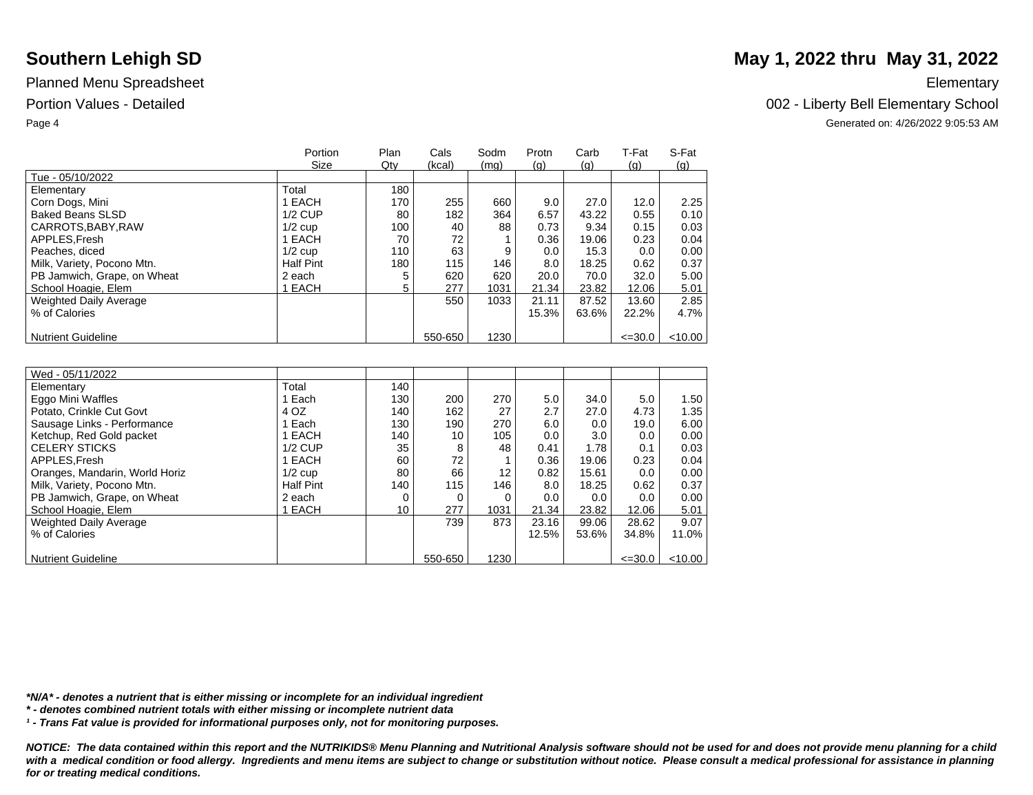# Southern Lehigh SD

**May 1, 2022 thru May 31, 2022**

Planned Menu Spreadsheet

Elementary

Portion Values - Detailed

002 - Liberty Bell Elementary School

Generated on: 4/26/2022 9:05:53 AM

| | Portion Size | Plan Qty | Cals (kcal) | Sodm (mg) | Protn (g) | Carb (g) | T-Fat (g) | S-Fat (g) |
|---|---|---|---|---|---|---|---|---|
| Tue - 05/10/2022 | | | | | | | | |
| Elementary | Total | 180 | | | | | | |
| Corn Dogs, Mini | 1 EACH | 170 | 255 | 660 | 9.0 | 27.0 | 12.0 | 2.25 |
| Baked Beans SLSD | 1/2 CUP | 80 | 182 | 364 | 6.57 | 43.22 | 0.55 | 0.10 |
| CARROTS,BABY,RAW | 1/2 cup | 100 | 40 | 88 | 0.73 | 9.34 | 0.15 | 0.03 |
| APPLES,Fresh | 1 EACH | 70 | 72 | 1 | 0.36 | 19.06 | 0.23 | 0.04 |
| Peaches, diced | 1/2 cup | 110 | 63 | 9 | 0.0 | 15.3 | 0.0 | 0.00 |
| Milk, Variety, Pocono Mtn. | Half Pint | 180 | 115 | 146 | 8.0 | 18.25 | 0.62 | 0.37 |
| PB Jamwich, Grape, on Wheat | 2 each | 5 | 620 | 620 | 20.0 | 70.0 | 32.0 | 5.00 |
| School Hoagie, Elem | 1 EACH | 5 | 277 | 1031 | 21.34 | 23.82 | 12.06 | 5.01 |
| Weighted Daily Average | | | 550 | 1033 | 21.11 | 87.52 | 13.60 | 2.85 |
| % of Calories | | | | | 15.3% | 63.6% | 22.2% | 4.7% |
| Nutrient Guideline | | | 550-650 | 1230 | | | <=30.0 | <10.00 |

| | Portion Size | Plan Qty | Cals (kcal) | Sodm (mg) | Protn (g) | Carb (g) | T-Fat (g) | S-Fat (g) |
|---|---|---|---|---|---|---|---|---|
| Wed - 05/11/2022 | | | | | | | | |
| Elementary | Total | 140 | | | | | | |
| Eggo Mini Waffles | 1 Each | 130 | 200 | 270 | 5.0 | 34.0 | 5.0 | 1.50 |
| Potato, Crinkle Cut Govt | 4 OZ | 140 | 162 | 27 | 2.7 | 27.0 | 4.73 | 1.35 |
| Sausage Links - Performance | 1 Each | 130 | 190 | 270 | 6.0 | 0.0 | 19.0 | 6.00 |
| Ketchup, Red Gold packet | 1 EACH | 140 | 10 | 105 | 0.0 | 3.0 | 0.0 | 0.00 |
| CELERY STICKS | 1/2 CUP | 35 | 8 | 48 | 0.41 | 1.78 | 0.1 | 0.03 |
| APPLES,Fresh | 1 EACH | 60 | 72 | 1 | 0.36 | 19.06 | 0.23 | 0.04 |
| Oranges, Mandarin, World Horiz | 1/2 cup | 80 | 66 | 12 | 0.82 | 15.61 | 0.0 | 0.00 |
| Milk, Variety, Pocono Mtn. | Half Pint | 140 | 115 | 146 | 8.0 | 18.25 | 0.62 | 0.37 |
| PB Jamwich, Grape, on Wheat | 2 each | 0 | 0 | 0 | 0.0 | 0.0 | 0.0 | 0.00 |
| School Hoagie, Elem | 1 EACH | 10 | 277 | 1031 | 21.34 | 23.82 | 12.06 | 5.01 |
| Weighted Daily Average | | | 739 | 873 | 23.16 | 99.06 | 28.62 | 9.07 |
| % of Calories | | | | | 12.5% | 53.6% | 34.8% | 11.0% |
| Nutrient Guideline | | | 550-650 | 1230 | | | <=30.0 | <10.00 |

***N/A* - denotes a nutrient that is either missing or incomplete for an individual ingredient**

***\* - denotes combined nutrient totals with either missing or incomplete nutrient data***

***¹ - Trans Fat value is provided for informational purposes only, not for monitoring purposes.***

***NOTICE: The data contained within this report and the NUTRIKIDS® Menu Planning and Nutritional Analysis software should not be used for and does not provide menu planning for a child with a medical condition or food allergy. Ingredients and menu items are subject to change or substitution without notice. Please consult a medical professional for assistance in planning for or treating medical conditions.***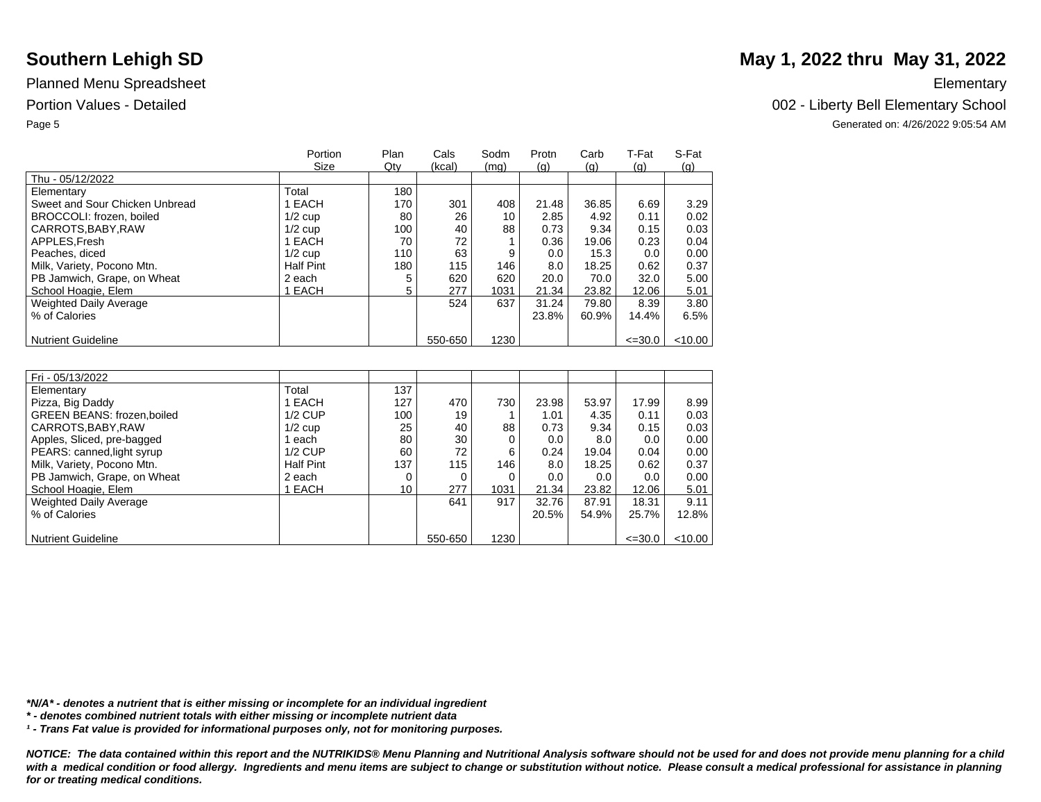# Southern Lehigh SD

**May 1, 2022 thru May 31, 2022**

Planned Menu Spreadsheet

Portion Values - Detailed

Elementary

002 - Liberty Bell Elementary School

Generated on: 4/26/2022 9:05:54 AM

| | Portion Size | Plan Qty | Cals (kcal) | Sodm (mg) | Protn (g) | Carb (g) | T-Fat (g) | S-Fat (g) |
|---|---|---|---|---|---|---|---|---|
| Thu - 05/12/2022 | | | | | | | | |
| Elementary | Total | 180 | | | | | | |
| Sweet and Sour Chicken Unbread | 1 EACH | 170 | 301 | 408 | 21.48 | 36.85 | 6.69 | 3.29 |
| BROCCOLI: frozen, boiled | 1/2 cup | 80 | 26 | 10 | 2.85 | 4.92 | 0.11 | 0.02 |
| CARROTS,BABY,RAW | 1/2 cup | 100 | 40 | 88 | 0.73 | 9.34 | 0.15 | 0.03 |
| APPLES,Fresh | 1 EACH | 70 | 72 | 1 | 0.36 | 19.06 | 0.23 | 0.04 |
| Peaches, diced | 1/2 cup | 110 | 63 | 9 | 0.0 | 15.3 | 0.0 | 0.00 |
| Milk, Variety, Pocono Mtn. | Half Pint | 180 | 115 | 146 | 8.0 | 18.25 | 0.62 | 0.37 |
| PB Jamwich, Grape, on Wheat | 2 each | 5 | 620 | 620 | 20.0 | 70.0 | 32.0 | 5.00 |
| School Hoagie, Elem | 1 EACH | 5 | 277 | 1031 | 21.34 | 23.82 | 12.06 | 5.01 |
| Weighted Daily Average | | | 524 | 637 | 31.24 | 79.80 | 8.39 | 3.80 |
| % of Calories | | | | | 23.8% | 60.9% | 14.4% | 6.5% |
| Nutrient Guideline | | | 550-650 | 1230 | | | <=30.0 | <10.00 |

| | Portion Size | Plan Qty | Cals (kcal) | Sodm (mg) | Protn (g) | Carb (g) | T-Fat (g) | S-Fat (g) |
|---|---|---|---|---|---|---|---|---|
| Fri - 05/13/2022 | | | | | | | | |
| Elementary | Total | 137 | | | | | | |
| Pizza, Big Daddy | 1 EACH | 127 | 470 | 730 | 23.98 | 53.97 | 17.99 | 8.99 |
| GREEN BEANS: frozen,boiled | 1/2 CUP | 100 | 19 | 1 | 1.01 | 4.35 | 0.11 | 0.03 |
| CARROTS,BABY,RAW | 1/2 cup | 25 | 40 | 88 | 0.73 | 9.34 | 0.15 | 0.03 |
| Apples, Sliced, pre-bagged | 1 each | 80 | 30 | 0 | 0.0 | 8.0 | 0.0 | 0.00 |
| PEARS: canned,light syrup | 1/2 CUP | 60 | 72 | 6 | 0.24 | 19.04 | 0.04 | 0.00 |
| Milk, Variety, Pocono Mtn. | Half Pint | 137 | 115 | 146 | 8.0 | 18.25 | 0.62 | 0.37 |
| PB Jamwich, Grape, on Wheat | 2 each | 0 | 0 | 0 | 0.0 | 0.0 | 0.0 | 0.00 |
| School Hoagie, Elem | 1 EACH | 10 | 277 | 1031 | 21.34 | 23.82 | 12.06 | 5.01 |
| Weighted Daily Average | | | 641 | 917 | 32.76 | 87.91 | 18.31 | 9.11 |
| % of Calories | | | | | 20.5% | 54.9% | 25.7% | 12.8% |
| Nutrient Guideline | | | 550-650 | 1230 | | | <=30.0 | <10.00 |

***N/A* - denotes a nutrient that is either missing or incomplete for an individual ingredient**

***** - denotes combined nutrient totals with either missing or incomplete nutrient data**

***¹ - Trans Fat value is provided for informational purposes only, not for monitoring purposes.***

***NOTICE: The data contained within this report and the NUTRIKIDS® Menu Planning and Nutritional Analysis software should not be used for and does not provide menu planning for a child with a medical condition or food allergy. Ingredients and menu items are subject to change or substitution without notice. Please consult a medical professional for assistance in planning for or treating medical conditions.***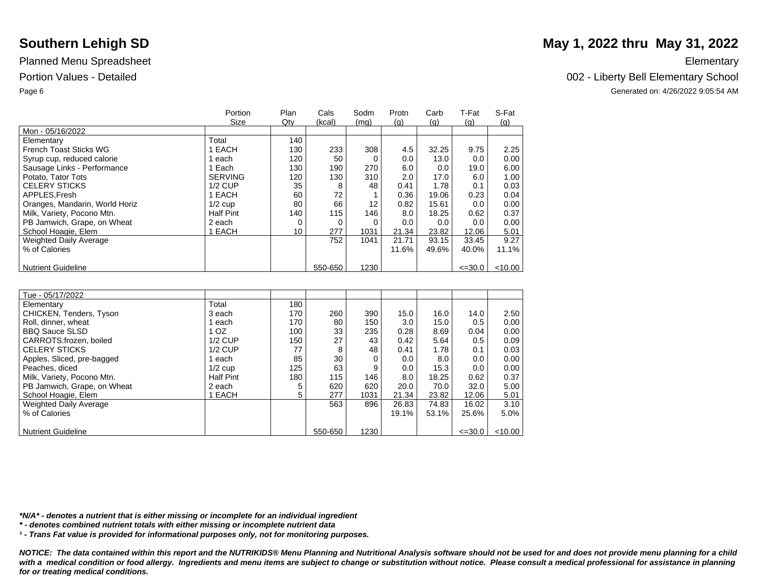# Southern Lehigh SD

**May 1, 2022 thru May 31, 2022**

Planned Menu Spreadsheet — Elementary

Portion Values - Detailed — 002 - Liberty Bell Elementary School

Generated on: 4/26/2022 9:05:54 AM

| | Portion Size | Plan Qty | Cals (kcal) | Sodm (mg) | Protn (g) | Carb (g) | T-Fat (g) | S-Fat (g) |
|---|---|---|---|---|---|---|---|---|
| Mon - 05/16/2022 | | | | | | | | |
| Elementary | Total | 140 | | | | | | |
| French Toast Sticks WG | 1 EACH | 130 | 233 | 308 | 4.5 | 32.25 | 9.75 | 2.25 |
| Syrup cup, reduced calorie | 1 each | 120 | 50 | 0 | 0.0 | 13.0 | 0.0 | 0.00 |
| Sausage Links - Performance | 1 Each | 130 | 190 | 270 | 6.0 | 0.0 | 19.0 | 6.00 |
| Potato, Tator Tots | SERVING | 120 | 130 | 310 | 2.0 | 17.0 | 6.0 | 1.00 |
| CELERY STICKS | 1/2 CUP | 35 | 8 | 48 | 0.41 | 1.78 | 0.1 | 0.03 |
| APPLES,Fresh | 1 EACH | 60 | 72 | 1 | 0.36 | 19.06 | 0.23 | 0.04 |
| Oranges, Mandarin, World Horiz | 1/2 cup | 80 | 66 | 12 | 0.82 | 15.61 | 0.0 | 0.00 |
| Milk, Variety, Pocono Mtn. | Half Pint | 140 | 115 | 146 | 8.0 | 18.25 | 0.62 | 0.37 |
| PB Jamwich, Grape, on Wheat | 2 each | 0 | 0 | 0 | 0.0 | 0.0 | 0.0 | 0.00 |
| School Hoagie, Elem | 1 EACH | 10 | 277 | 1031 | 21.34 | 23.82 | 12.06 | 5.01 |
| Weighted Daily Average | | | 752 | 1041 | 21.71 | 93.15 | 33.45 | 9.27 |
| % of Calories | | | | | 11.6% | 49.6% | 40.0% | 11.1% |
| Nutrient Guideline | | | 550-650 | 1230 | | | <=30.0 | <10.00 |

| | Portion Size | Plan Qty | Cals (kcal) | Sodm (mg) | Protn (g) | Carb (g) | T-Fat (g) | S-Fat (g) |
|---|---|---|---|---|---|---|---|---|
| Tue - 05/17/2022 | | | | | | | | |
| Elementary | Total | 180 | | | | | | |
| CHICKEN, Tenders, Tyson | 3 each | 170 | 260 | 390 | 15.0 | 16.0 | 14.0 | 2.50 |
| Roll, dinner, wheat | 1 each | 170 | 80 | 150 | 3.0 | 15.0 | 0.5 | 0.00 |
| BBQ Sauce SLSD | 1 OZ | 100 | 33 | 235 | 0.28 | 8.69 | 0.04 | 0.00 |
| CARROTS:frozen, boiled | 1/2 CUP | 150 | 27 | 43 | 0.42 | 5.64 | 0.5 | 0.09 |
| CELERY STICKS | 1/2 CUP | 77 | 8 | 48 | 0.41 | 1.78 | 0.1 | 0.03 |
| Apples, Sliced, pre-bagged | 1 each | 85 | 30 | 0 | 0.0 | 8.0 | 0.0 | 0.00 |
| Peaches, diced | 1/2 cup | 125 | 63 | 9 | 0.0 | 15.3 | 0.0 | 0.00 |
| Milk, Variety, Pocono Mtn. | Half Pint | 180 | 115 | 146 | 8.0 | 18.25 | 0.62 | 0.37 |
| PB Jamwich, Grape, on Wheat | 2 each | 5 | 620 | 620 | 20.0 | 70.0 | 32.0 | 5.00 |
| School Hoagie, Elem | 1 EACH | 5 | 277 | 1031 | 21.34 | 23.82 | 12.06 | 5.01 |
| Weighted Daily Average | | | 563 | 896 | 26.83 | 74.83 | 16.02 | 3.10 |
| % of Calories | | | | | 19.1% | 53.1% | 25.6% | 5.0% |
| Nutrient Guideline | | | 550-650 | 1230 | | | <=30.0 | <10.00 |

***N/A* - denotes a nutrient that is either missing or incomplete for an individual ingredient**

***** - denotes combined nutrient totals with either missing or incomplete nutrient data**

***¹ - Trans Fat value is provided for informational purposes only, not for monitoring purposes.***

***NOTICE: The data contained within this report and the NUTRIKIDS® Menu Planning and Nutritional Analysis software should not be used for and does not provide menu planning for a child with a medical condition or food allergy. Ingredients and menu items are subject to change or substitution without notice. Please consult a medical professional for assistance in planning for or treating medical conditions.***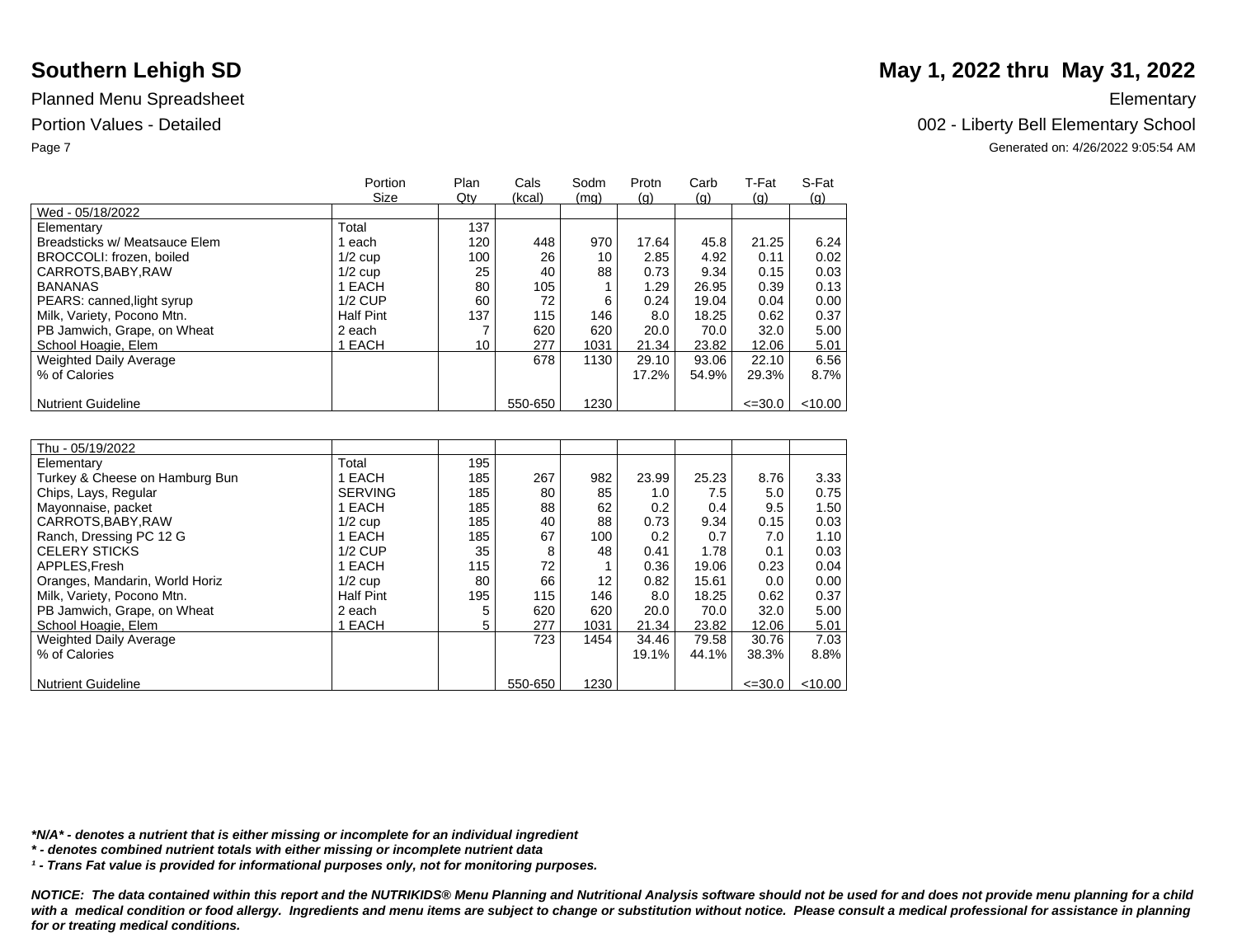# Southern Lehigh SD

# May 1, 2022 thru May 31, 2022

Planned Menu Spreadsheet

Elementary

Portion Values - Detailed

002 - Liberty Bell Elementary School

Generated on: 4/26/2022 9:05:54 AM

| | Portion Size | Plan Qty | Cals (kcal) | Sodm (mg) | Protn (g) | Carb (g) | T-Fat (g) | S-Fat (g) |
|---|---|---|---|---|---|---|---|---|
| Wed - 05/18/2022 | | | | | | | | |
| Elementary | Total | 137 | | | | | | |
| Breadsticks w/ Meatsauce Elem | 1 each | 120 | 448 | 970 | 17.64 | 45.8 | 21.25 | 6.24 |
| BROCCOLI: frozen, boiled | 1/2 cup | 100 | 26 | 10 | 2.85 | 4.92 | 0.11 | 0.02 |
| CARROTS,BABY,RAW | 1/2 cup | 25 | 40 | 88 | 0.73 | 9.34 | 0.15 | 0.03 |
| BANANAS | 1 EACH | 80 | 105 | 1 | 1.29 | 26.95 | 0.39 | 0.13 |
| PEARS: canned,light syrup | 1/2 CUP | 60 | 72 | 6 | 0.24 | 19.04 | 0.04 | 0.00 |
| Milk, Variety, Pocono Mtn. | Half Pint | 137 | 115 | 146 | 8.0 | 18.25 | 0.62 | 0.37 |
| PB Jamwich, Grape, on Wheat | 2 each | 7 | 620 | 620 | 20.0 | 70.0 | 32.0 | 5.00 |
| School Hoagie, Elem | 1 EACH | 10 | 277 | 1031 | 21.34 | 23.82 | 12.06 | 5.01 |
| Weighted Daily Average | | | 678 | 1130 | 29.10 | 93.06 | 22.10 | 6.56 |
| % of Calories | | | | | 17.2% | 54.9% | 29.3% | 8.7% |
| Nutrient Guideline | | | 550-650 | 1230 | | | <=30.0 | <10.00 |

| | Portion Size | Plan Qty | Cals (kcal) | Sodm (mg) | Protn (g) | Carb (g) | T-Fat (g) | S-Fat (g) |
|---|---|---|---|---|---|---|---|---|
| Thu - 05/19/2022 | | | | | | | | |
| Elementary | Total | 195 | | | | | | |
| Turkey & Cheese on Hamburg Bun | 1 EACH | 185 | 267 | 982 | 23.99 | 25.23 | 8.76 | 3.33 |
| Chips, Lays, Regular | SERVING | 185 | 80 | 85 | 1.0 | 7.5 | 5.0 | 0.75 |
| Mayonnaise, packet | 1 EACH | 185 | 88 | 62 | 0.2 | 0.4 | 9.5 | 1.50 |
| CARROTS,BABY,RAW | 1/2 cup | 185 | 40 | 88 | 0.73 | 9.34 | 0.15 | 0.03 |
| Ranch, Dressing PC 12 G | 1 EACH | 185 | 67 | 100 | 0.2 | 0.7 | 7.0 | 1.10 |
| CELERY STICKS | 1/2 CUP | 35 | 8 | 48 | 0.41 | 1.78 | 0.1 | 0.03 |
| APPLES,Fresh | 1 EACH | 115 | 72 | 1 | 0.36 | 19.06 | 0.23 | 0.04 |
| Oranges, Mandarin, World Horiz | 1/2 cup | 80 | 66 | 12 | 0.82 | 15.61 | 0.0 | 0.00 |
| Milk, Variety, Pocono Mtn. | Half Pint | 195 | 115 | 146 | 8.0 | 18.25 | 0.62 | 0.37 |
| PB Jamwich, Grape, on Wheat | 2 each | 5 | 620 | 620 | 20.0 | 70.0 | 32.0 | 5.00 |
| School Hoagie, Elem | 1 EACH | 5 | 277 | 1031 | 21.34 | 23.82 | 12.06 | 5.01 |
| Weighted Daily Average | | | 723 | 1454 | 34.46 | 79.58 | 30.76 | 7.03 |
| % of Calories | | | | | 19.1% | 44.1% | 38.3% | 8.8% |
| Nutrient Guideline | | | 550-650 | 1230 | | | <=30.0 | <10.00 |

***N/A* - denotes a nutrient that is either missing or incomplete for an individual ingredient**

*** - denotes combined nutrient totals with either missing or incomplete nutrient data**

***¹ - Trans Fat value is provided for informational purposes only, not for monitoring purposes.***

***NOTICE: The data contained within this report and the NUTRIKIDS® Menu Planning and Nutritional Analysis software should not be used for and does not provide menu planning for a child with a medical condition or food allergy. Ingredients and menu items are subject to change or substitution without notice. Please consult a medical professional for assistance in planning for or treating medical conditions.***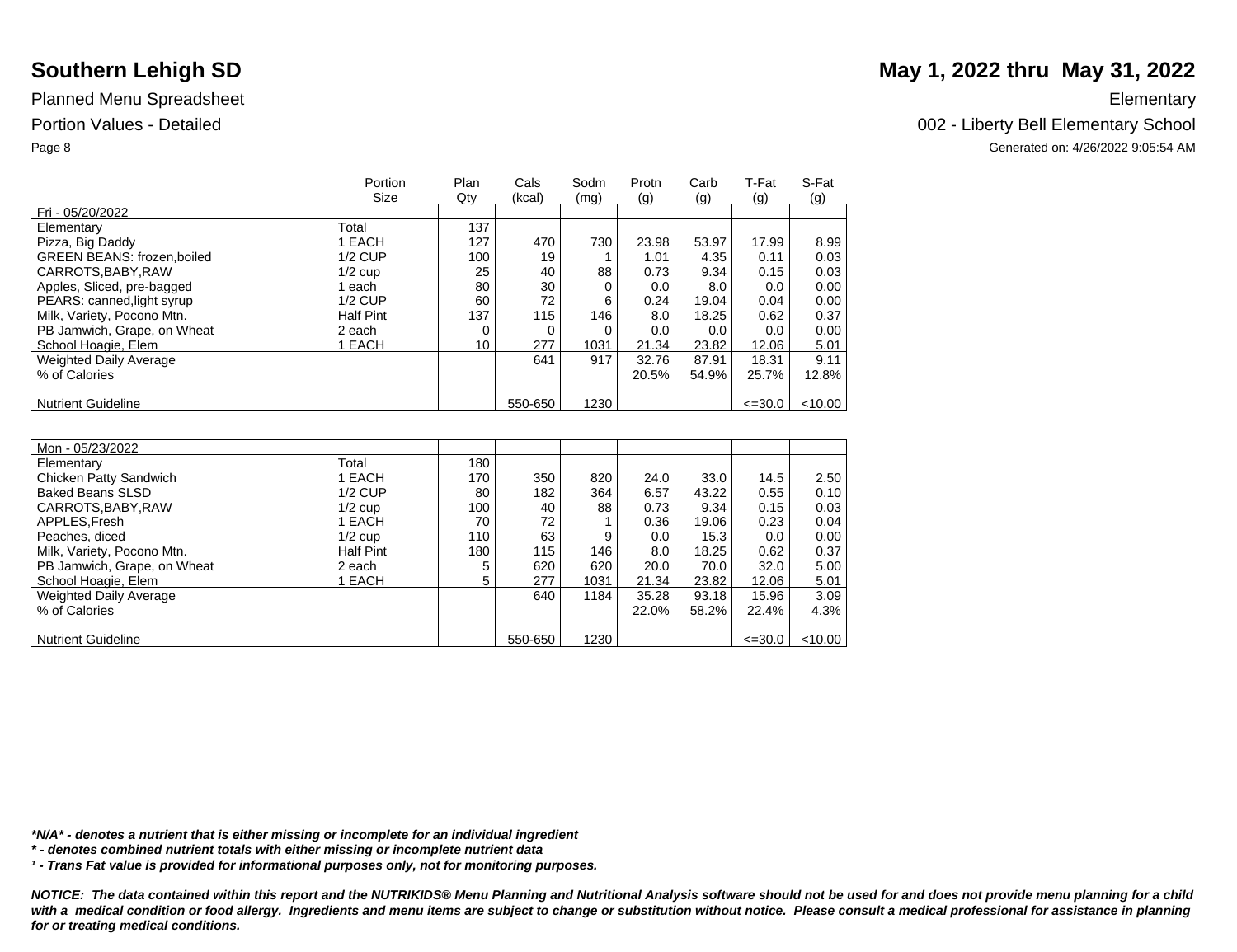# Southern Lehigh SD

# May 1, 2022 thru May 31, 2022

Planned Menu Spreadsheet

Elementary

Portion Values - Detailed

002 - Liberty Bell Elementary School

Generated on: 4/26/2022 9:05:54 AM

| | Portion Size | Plan Qty | Cals (kcal) | Sodm (mg) | Protn (g) | Carb (g) | T-Fat (g) | S-Fat (g) |
|---|---|---|---|---|---|---|---|---|
| Fri - 05/20/2022 | | | | | | | | |
| Elementary | Total | 137 | | | | | | |
| Pizza, Big Daddy | 1 EACH | 127 | 470 | 730 | 23.98 | 53.97 | 17.99 | 8.99 |
| GREEN BEANS: frozen,boiled | 1/2 CUP | 100 | 19 | 1 | 1.01 | 4.35 | 0.11 | 0.03 |
| CARROTS,BABY,RAW | 1/2 cup | 25 | 40 | 88 | 0.73 | 9.34 | 0.15 | 0.03 |
| Apples, Sliced, pre-bagged | 1 each | 80 | 30 | 0 | 0.0 | 8.0 | 0.0 | 0.00 |
| PEARS: canned,light syrup | 1/2 CUP | 60 | 72 | 6 | 0.24 | 19.04 | 0.04 | 0.00 |
| Milk, Variety, Pocono Mtn. | Half Pint | 137 | 115 | 146 | 8.0 | 18.25 | 0.62 | 0.37 |
| PB Jamwich, Grape, on Wheat | 2 each | 0 | 0 | 0 | 0.0 | 0.0 | 0.0 | 0.00 |
| School Hoagie, Elem | 1 EACH | 10 | 277 | 1031 | 21.34 | 23.82 | 12.06 | 5.01 |
| Weighted Daily Average | | | 641 | 917 | 32.76 | 87.91 | 18.31 | 9.11 |
| % of Calories | | | | | 20.5% | 54.9% | 25.7% | 12.8% |
| Nutrient Guideline | | | 550-650 | 1230 | | | <=30.0 | <10.00 |

| | Portion Size | Plan Qty | Cals (kcal) | Sodm (mg) | Protn (g) | Carb (g) | T-Fat (g) | S-Fat (g) |
|---|---|---|---|---|---|---|---|---|
| Mon - 05/23/2022 | | | | | | | | |
| Elementary | Total | 180 | | | | | | |
| Chicken Patty Sandwich | 1 EACH | 170 | 350 | 820 | 24.0 | 33.0 | 14.5 | 2.50 |
| Baked Beans SLSD | 1/2 CUP | 80 | 182 | 364 | 6.57 | 43.22 | 0.55 | 0.10 |
| CARROTS,BABY,RAW | 1/2 cup | 100 | 40 | 88 | 0.73 | 9.34 | 0.15 | 0.03 |
| APPLES,Fresh | 1 EACH | 70 | 72 | 1 | 0.36 | 19.06 | 0.23 | 0.04 |
| Peaches, diced | 1/2 cup | 110 | 63 | 9 | 0.0 | 15.3 | 0.0 | 0.00 |
| Milk, Variety, Pocono Mtn. | Half Pint | 180 | 115 | 146 | 8.0 | 18.25 | 0.62 | 0.37 |
| PB Jamwich, Grape, on Wheat | 2 each | 5 | 620 | 620 | 20.0 | 70.0 | 32.0 | 5.00 |
| School Hoagie, Elem | 1 EACH | 5 | 277 | 1031 | 21.34 | 23.82 | 12.06 | 5.01 |
| Weighted Daily Average | | | 640 | 1184 | 35.28 | 93.18 | 15.96 | 3.09 |
| % of Calories | | | | | 22.0% | 58.2% | 22.4% | 4.3% |
| Nutrient Guideline | | | 550-650 | 1230 | | | <=30.0 | <10.00 |

***N/A* - denotes a nutrient that is either missing or incomplete for an individual ingredient**

***** - denotes combined nutrient totals with either missing or incomplete nutrient data**

***¹ - Trans Fat value is provided for informational purposes only, not for monitoring purposes.***

***NOTICE: The data contained within this report and the NUTRIKIDS® Menu Planning and Nutritional Analysis software should not be used for and does not provide menu planning for a child with a medical condition or food allergy. Ingredients and menu items are subject to change or substitution without notice. Please consult a medical professional for assistance in planning for or treating medical conditions.***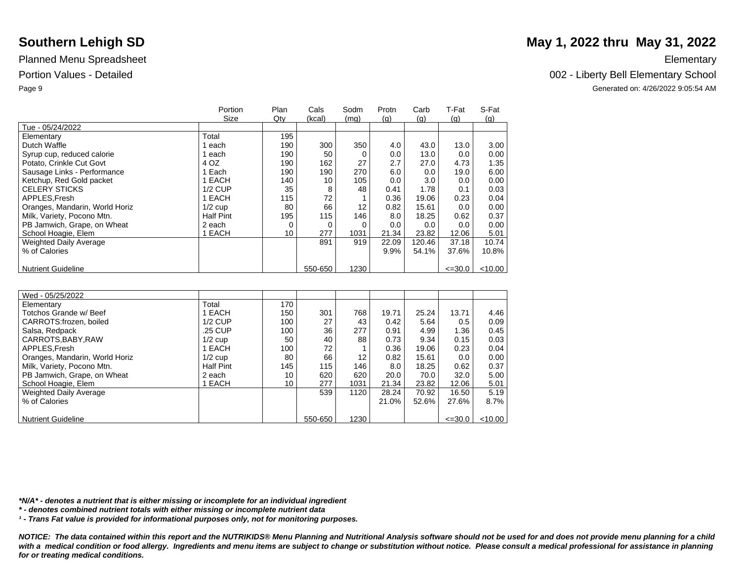# Southern Lehigh SD

**May 1, 2022 thru May 31, 2022**

Planned Menu Spreadsheet

Elementary

Portion Values - Detailed

002 - Liberty Bell Elementary School

Generated on: 4/26/2022 9:05:54 AM

| | Portion Size | Plan Qty | Cals (kcal) | Sodm (mg) | Protn (g) | Carb (g) | T-Fat (g) | S-Fat (g) |
|---|---|---|---|---|---|---|---|---|
| Tue - 05/24/2022 | | | | | | | | |
| Elementary | Total | 195 | | | | | | |
| Dutch Waffle | 1 each | 190 | 300 | 350 | 4.0 | 43.0 | 13.0 | 3.00 |
| Syrup cup, reduced calorie | 1 each | 190 | 50 | 0 | 0.0 | 13.0 | 0.0 | 0.00 |
| Potato, Crinkle Cut Govt | 4 OZ | 190 | 162 | 27 | 2.7 | 27.0 | 4.73 | 1.35 |
| Sausage Links - Performance | 1 Each | 190 | 190 | 270 | 6.0 | 0.0 | 19.0 | 6.00 |
| Ketchup, Red Gold packet | 1 EACH | 140 | 10 | 105 | 0.0 | 3.0 | 0.0 | 0.00 |
| CELERY STICKS | 1/2 CUP | 35 | 8 | 48 | 0.41 | 1.78 | 0.1 | 0.03 |
| APPLES,Fresh | 1 EACH | 115 | 72 | 1 | 0.36 | 19.06 | 0.23 | 0.04 |
| Oranges, Mandarin, World Horiz | 1/2 cup | 80 | 66 | 12 | 0.82 | 15.61 | 0.0 | 0.00 |
| Milk, Variety, Pocono Mtn. | Half Pint | 195 | 115 | 146 | 8.0 | 18.25 | 0.62 | 0.37 |
| PB Jamwich, Grape, on Wheat | 2 each | 0 | 0 | 0 | 0.0 | 0.0 | 0.0 | 0.00 |
| School Hoagie, Elem | 1 EACH | 10 | 277 | 1031 | 21.34 | 23.82 | 12.06 | 5.01 |
| Weighted Daily Average | | | 891 | 919 | 22.09 | 120.46 | 37.18 | 10.74 |
| % of Calories | | | | | 9.9% | 54.1% | 37.6% | 10.8% |
| Nutrient Guideline | | | 550-650 | 1230 | | | <=30.0 | <10.00 |

| | Portion Size | Plan Qty | Cals (kcal) | Sodm (mg) | Protn (g) | Carb (g) | T-Fat (g) | S-Fat (g) |
|---|---|---|---|---|---|---|---|---|
| Wed - 05/25/2022 | | | | | | | | |
| Elementary | Total | 170 | | | | | | |
| Totchos Grande w/ Beef | 1 EACH | 150 | 301 | 768 | 19.71 | 25.24 | 13.71 | 4.46 |
| CARROTS:frozen, boiled | 1/2 CUP | 100 | 27 | 43 | 0.42 | 5.64 | 0.5 | 0.09 |
| Salsa, Redpack | .25 CUP | 100 | 36 | 277 | 0.91 | 4.99 | 1.36 | 0.45 |
| CARROTS,BABY,RAW | 1/2 cup | 50 | 40 | 88 | 0.73 | 9.34 | 0.15 | 0.03 |
| APPLES,Fresh | 1 EACH | 100 | 72 | 1 | 0.36 | 19.06 | 0.23 | 0.04 |
| Oranges, Mandarin, World Horiz | 1/2 cup | 80 | 66 | 12 | 0.82 | 15.61 | 0.0 | 0.00 |
| Milk, Variety, Pocono Mtn. | Half Pint | 145 | 115 | 146 | 8.0 | 18.25 | 0.62 | 0.37 |
| PB Jamwich, Grape, on Wheat | 2 each | 10 | 620 | 620 | 20.0 | 70.0 | 32.0 | 5.00 |
| School Hoagie, Elem | 1 EACH | 10 | 277 | 1031 | 21.34 | 23.82 | 12.06 | 5.01 |
| Weighted Daily Average | | | 539 | 1120 | 28.24 | 70.92 | 16.50 | 5.19 |
| % of Calories | | | | | 21.0% | 52.6% | 27.6% | 8.7% |
| Nutrient Guideline | | | 550-650 | 1230 | | | <=30.0 | <10.00 |

***N/A* - denotes a nutrient that is either missing or incomplete for an individual ingredient**

*** - denotes combined nutrient totals with either missing or incomplete nutrient data**

***¹ - Trans Fat value is provided for informational purposes only, not for monitoring purposes.***

***NOTICE: The data contained within this report and the NUTRIKIDS® Menu Planning and Nutritional Analysis software should not be used for and does not provide menu planning for a child with a medical condition or food allergy. Ingredients and menu items are subject to change or substitution without notice. Please consult a medical professional for assistance in planning for or treating medical conditions.***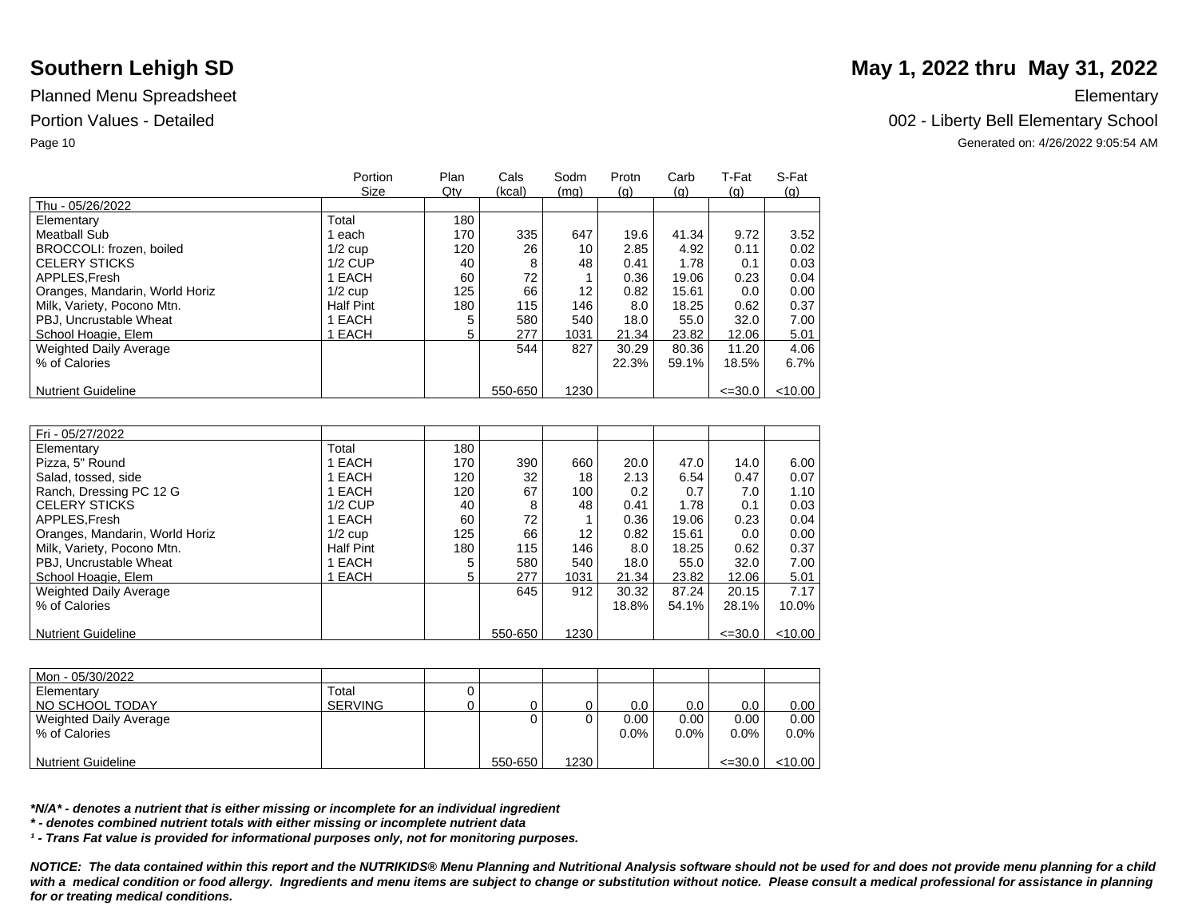# Southern Lehigh SD

**May 1, 2022 thru May 31, 2022**

Planned Menu Spreadsheet

Elementary

Portion Values - Detailed

002 - Liberty Bell Elementary School

Generated on: 4/26/2022 9:05:54 AM

| | Portion Size | Plan Qty | Cals (kcal) | Sodm (mg) | Protn (g) | Carb (g) | T-Fat (g) | S-Fat (g) |
|---|---|---|---|---|---|---|---|---|
| Thu - 05/26/2022 | | | | | | | | |
| Elementary | Total | 180 | | | | | | |
| Meatball Sub | 1 each | 170 | 335 | 647 | 19.6 | 41.34 | 9.72 | 3.52 |
| BROCCOLI: frozen, boiled | 1/2 cup | 120 | 26 | 10 | 2.85 | 4.92 | 0.11 | 0.02 |
| CELERY STICKS | 1/2 CUP | 40 | 8 | 48 | 0.41 | 1.78 | 0.1 | 0.03 |
| APPLES,Fresh | 1 EACH | 60 | 72 | 1 | 0.36 | 19.06 | 0.23 | 0.04 |
| Oranges, Mandarin, World Horiz | 1/2 cup | 125 | 66 | 12 | 0.82 | 15.61 | 0.0 | 0.00 |
| Milk, Variety, Pocono Mtn. | Half Pint | 180 | 115 | 146 | 8.0 | 18.25 | 0.62 | 0.37 |
| PBJ, Uncrustable Wheat | 1 EACH | 5 | 580 | 540 | 18.0 | 55.0 | 32.0 | 7.00 |
| School Hoagie, Elem | 1 EACH | 5 | 277 | 1031 | 21.34 | 23.82 | 12.06 | 5.01 |
| Weighted Daily Average | | | 544 | 827 | 30.29 | 80.36 | 11.20 | 4.06 |
| % of Calories | | | | | 22.3% | 59.1% | 18.5% | 6.7% |
| Nutrient Guideline | | | 550-650 | 1230 | | | <=30.0 | <10.00 |

| | Portion Size | Plan Qty | Cals (kcal) | Sodm (mg) | Protn (g) | Carb (g) | T-Fat (g) | S-Fat (g) |
|---|---|---|---|---|---|---|---|---|
| Fri - 05/27/2022 | | | | | | | | |
| Elementary | Total | 180 | | | | | | |
| Pizza, 5" Round | 1 EACH | 170 | 390 | 660 | 20.0 | 47.0 | 14.0 | 6.00 |
| Salad, tossed, side | 1 EACH | 120 | 32 | 18 | 2.13 | 6.54 | 0.47 | 0.07 |
| Ranch, Dressing PC 12 G | 1 EACH | 120 | 67 | 100 | 0.2 | 0.7 | 7.0 | 1.10 |
| CELERY STICKS | 1/2 CUP | 40 | 8 | 48 | 0.41 | 1.78 | 0.1 | 0.03 |
| APPLES,Fresh | 1 EACH | 60 | 72 | 1 | 0.36 | 19.06 | 0.23 | 0.04 |
| Oranges, Mandarin, World Horiz | 1/2 cup | 125 | 66 | 12 | 0.82 | 15.61 | 0.0 | 0.00 |
| Milk, Variety, Pocono Mtn. | Half Pint | 180 | 115 | 146 | 8.0 | 18.25 | 0.62 | 0.37 |
| PBJ, Uncrustable Wheat | 1 EACH | 5 | 580 | 540 | 18.0 | 55.0 | 32.0 | 7.00 |
| School Hoagie, Elem | 1 EACH | 5 | 277 | 1031 | 21.34 | 23.82 | 12.06 | 5.01 |
| Weighted Daily Average | | | 645 | 912 | 30.32 | 87.24 | 20.15 | 7.17 |
| % of Calories | | | | | 18.8% | 54.1% | 28.1% | 10.0% |
| Nutrient Guideline | | | 550-650 | 1230 | | | <=30.0 | <10.00 |

| | Portion Size | Plan Qty | Cals (kcal) | Sodm (mg) | Protn (g) | Carb (g) | T-Fat (g) | S-Fat (g) |
|---|---|---|---|---|---|---|---|---|
| Mon - 05/30/2022 | | | | | | | | |
| Elementary | Total | 0 | | | | | | |
| NO SCHOOL TODAY | SERVING | 0 | 0 | 0 | 0.0 | 0.0 | 0.0 | 0.00 |
| Weighted Daily Average | | | 0 | 0 | 0.00 | 0.00 | 0.00 | 0.00 |
| % of Calories | | | | | 0.0% | 0.0% | 0.0% | 0.0% |
| Nutrient Guideline | | | 550-650 | 1230 | | | <=30.0 | <10.00 |

***N/A* - denotes a nutrient that is either missing or incomplete for an individual ingredient***

**** - denotes combined nutrient totals with either missing or incomplete nutrient data***

***¹ - Trans Fat value is provided for informational purposes only, not for monitoring purposes.***

***NOTICE: The data contained within this report and the NUTRIKIDS® Menu Planning and Nutritional Analysis software should not be used for and does not provide menu planning for a child with a medical condition or food allergy. Ingredients and menu items are subject to change or substitution without notice. Please consult a medical professional for assistance in planning for or treating medical conditions.***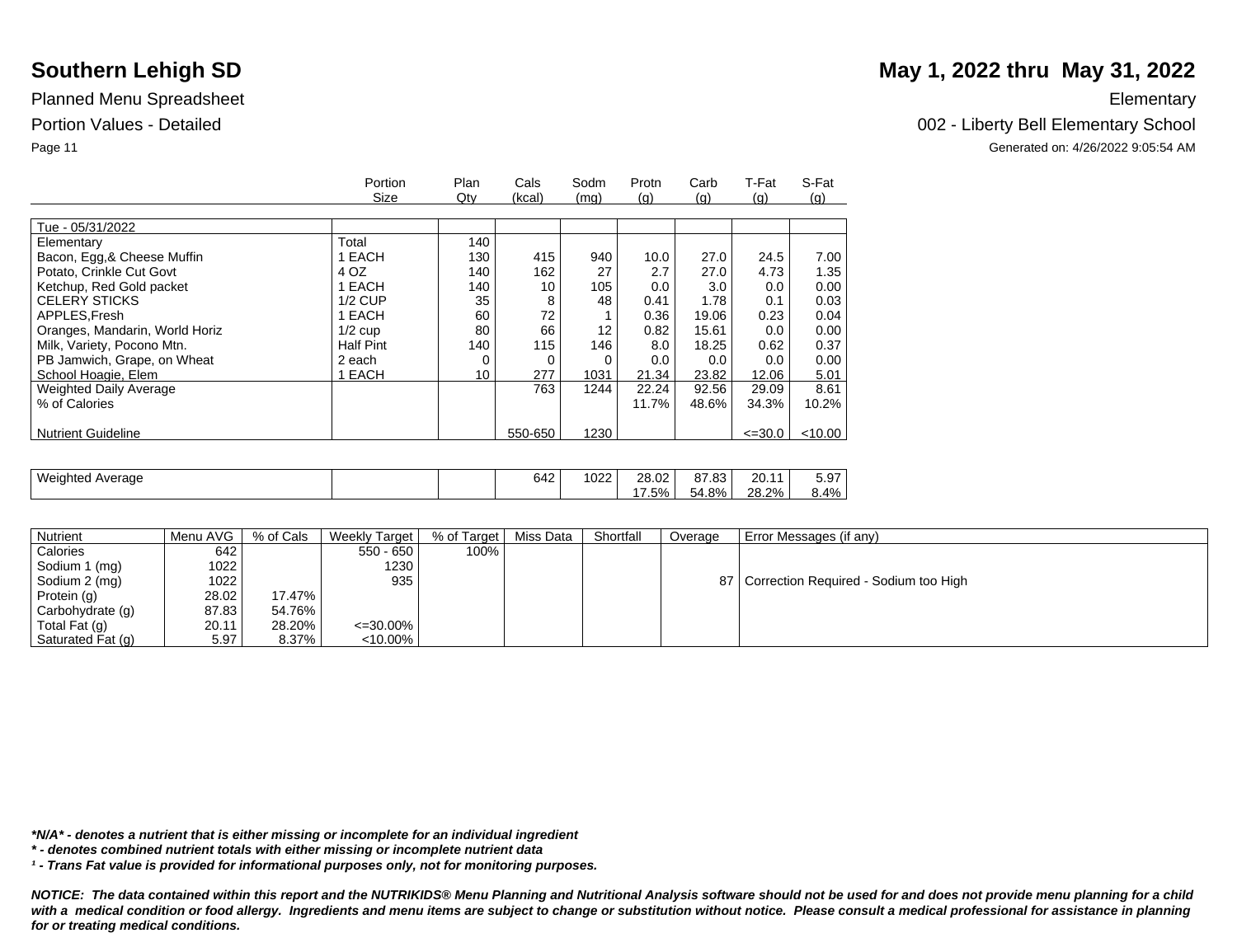# Southern Lehigh SD

# May 1, 2022 thru May 31, 2022

Planned Menu Spreadsheet

Elementary

Portion Values - Detailed

002 - Liberty Bell Elementary School

Generated on: 4/26/2022 9:05:54 AM

| | Portion Size | Plan Qty | Cals (kcal) | Sodm (mg) | Protn (g) | Carb (g) | T-Fat (g) | S-Fat (g) |
|---|---|---|---|---|---|---|---|---|
| Tue - 05/31/2022 | | | | | | | | |
| Elementary | Total | 140 | | | | | | |
| Bacon, Egg,& Cheese Muffin | 1 EACH | 130 | 415 | 940 | 10.0 | 27.0 | 24.5 | 7.00 |
| Potato, Crinkle Cut Govt | 4 OZ | 140 | 162 | 27 | 2.7 | 27.0 | 4.73 | 1.35 |
| Ketchup, Red Gold packet | 1 EACH | 140 | 10 | 105 | 0.0 | 3.0 | 0.0 | 0.00 |
| CELERY STICKS | 1/2 CUP | 35 | 8 | 48 | 0.41 | 1.78 | 0.1 | 0.03 |
| APPLES,Fresh | 1 EACH | 60 | 72 | 1 | 0.36 | 19.06 | 0.23 | 0.04 |
| Oranges, Mandarin, World Horiz | 1/2 cup | 80 | 66 | 12 | 0.82 | 15.61 | 0.0 | 0.00 |
| Milk, Variety, Pocono Mtn. | Half Pint | 140 | 115 | 146 | 8.0 | 18.25 | 0.62 | 0.37 |
| PB Jamwich, Grape, on Wheat | 2 each | 0 | 0 | 0 | 0.0 | 0.0 | 0.0 | 0.00 |
| School Hoagie, Elem | 1 EACH | 10 | 277 | 1031 | 21.34 | 23.82 | 12.06 | 5.01 |
| Weighted Daily Average | | | 763 | 1244 | 22.24 | 92.56 | 29.09 | 8.61 |
| % of Calories | | | | | 11.7% | 48.6% | 34.3% | 10.2% |
| Nutrient Guideline | | | 550-650 | 1230 | | | <=30.0 | <10.00 |
| Weighted Average | | | 642 | 1022 | 28.02 | 87.83 | 20.11 | 5.97 |
| | | | | | 17.5% | 54.8% | 28.2% | 8.4% |

| Nutrient | Menu AVG | % of Cals | Weekly Target | % of Target | Miss Data | Shortfall | Overage | Error Messages (if any) |
|---|---|---|---|---|---|---|---|---|
| Calories | 642 | | 550 - 650 | 100% | | | | |
| Sodium 1 (mg) | 1022 | | 1230 | | | | | |
| Sodium 2 (mg) | 1022 | | 935 | | | | 87 | Correction Required - Sodium too High |
| Protein (g) | 28.02 | 17.47% | | | | | | |
| Carbohydrate (g) | 87.83 | 54.76% | | | | | | |
| Total Fat (g) | 20.11 | 28.20% | <=30.00% | | | | | |
| Saturated Fat (g) | 5.97 | 8.37% | <10.00% | | | | | |

***N/A* - denotes a nutrient that is either missing or incomplete for an individual ingredient**

***\* - denotes combined nutrient totals with either missing or incomplete nutrient data***

***¹ - Trans Fat value is provided for informational purposes only, not for monitoring purposes.***

***NOTICE: The data contained within this report and the NUTRIKIDS® Menu Planning and Nutritional Analysis software should not be used for and does not provide menu planning for a child with a medical condition or food allergy. Ingredients and menu items are subject to change or substitution without notice. Please consult a medical professional for assistance in planning for or treating medical conditions.***